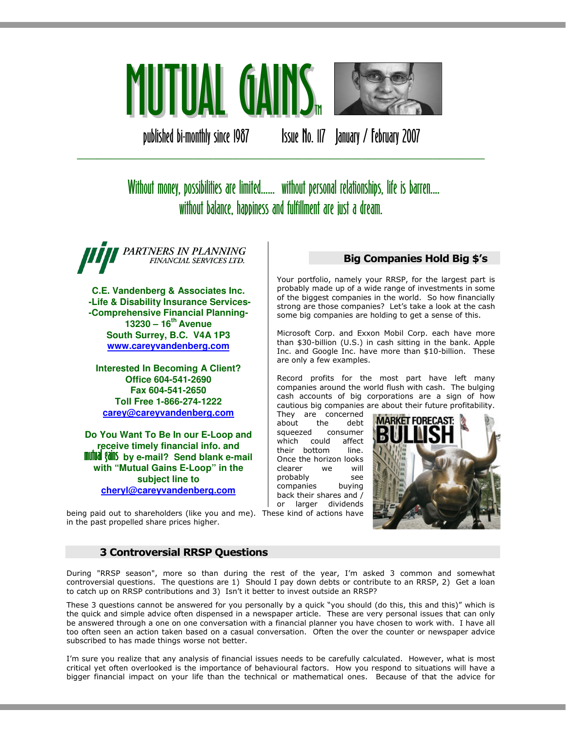# MUTUAL GAINS™

published bi-monthly since 1987 Issue No. 117 January / February 2007

*Without money, possibilities are limited...... without personal relationships, life is barren.... without balance, happiness and fulfillment are just a dream.*

*PARTNERS IN PLANNING FINANCIAL SERVICES LTD.*

**C.E. Vandenberg & Associates Inc.**
**-Life & Disability Insurance Services-**
**-Comprehensive Financial Planning-**
**13230 – 16th Avenue**
**South Surrey, B.C. V4A 1P3**
**www.careyvandenberg.com**

**Interested In Becoming A Client?**
**Office 604-541-2690**
**Fax 604-541-2650**
**Toll Free 1-866-274-1222**
**carey@careyvandenberg.com**

**Do You Want To Be In our E-Loop and receive timely financial info. and mutual gains by e-mail? Send blank e-mail with "Mutual Gains E-Loop" in the subject line to cheryl@careyvandenberg.com**

## Big Companies Hold Big $'s

Your portfolio, namely your RRSP, for the largest part is probably made up of a wide range of investments in some of the biggest companies in the world. So how financially strong are those companies? Let's take a look at the cash some big companies are holding to get a sense of this.

Microsoft Corp. and Exxon Mobil Corp. each have more than $30-billion (U.S.) in cash sitting in the bank. Apple Inc. and Google Inc. have more than $10-billion. These are only a few examples.

Record profits for the most part have left many companies around the world flush with cash. The bulging cash accounts of big corporations are a sign of how cautious big companies are about their future profitability. They are concerned about the debt squeezed consumer which could affect their bottom line. Once the horizon looks clearer we will probably see companies buying back their shares and / or larger dividends being paid out to shareholders (like you and me). These kind of actions have in the past propelled share prices higher.

## 3 Controversial RRSP Questions

During "RRSP season", more so than during the rest of the year, I'm asked 3 common and somewhat controversial questions. The questions are 1) Should I pay down debts or contribute to an RRSP, 2) Get a loan to catch up on RRSP contributions and 3) Isn't it better to invest outside an RRSP?

These 3 questions cannot be answered for you personally by a quick "you should (do this, this and this)" which is the quick and simple advice often dispensed in a newspaper article. These are very personal issues that can only be answered through a one on one conversation with a financial planner you have chosen to work with. I have all too often seen an action taken based on a casual conversation. Often the over the counter or newspaper advice subscribed to has made things worse not better.

I'm sure you realize that any analysis of financial issues needs to be carefully calculated. However, what is most critical yet often overlooked is the importance of behavioural factors. How you respond to situations will have a bigger financial impact on your life than the technical or mathematical ones. Because of that the advice for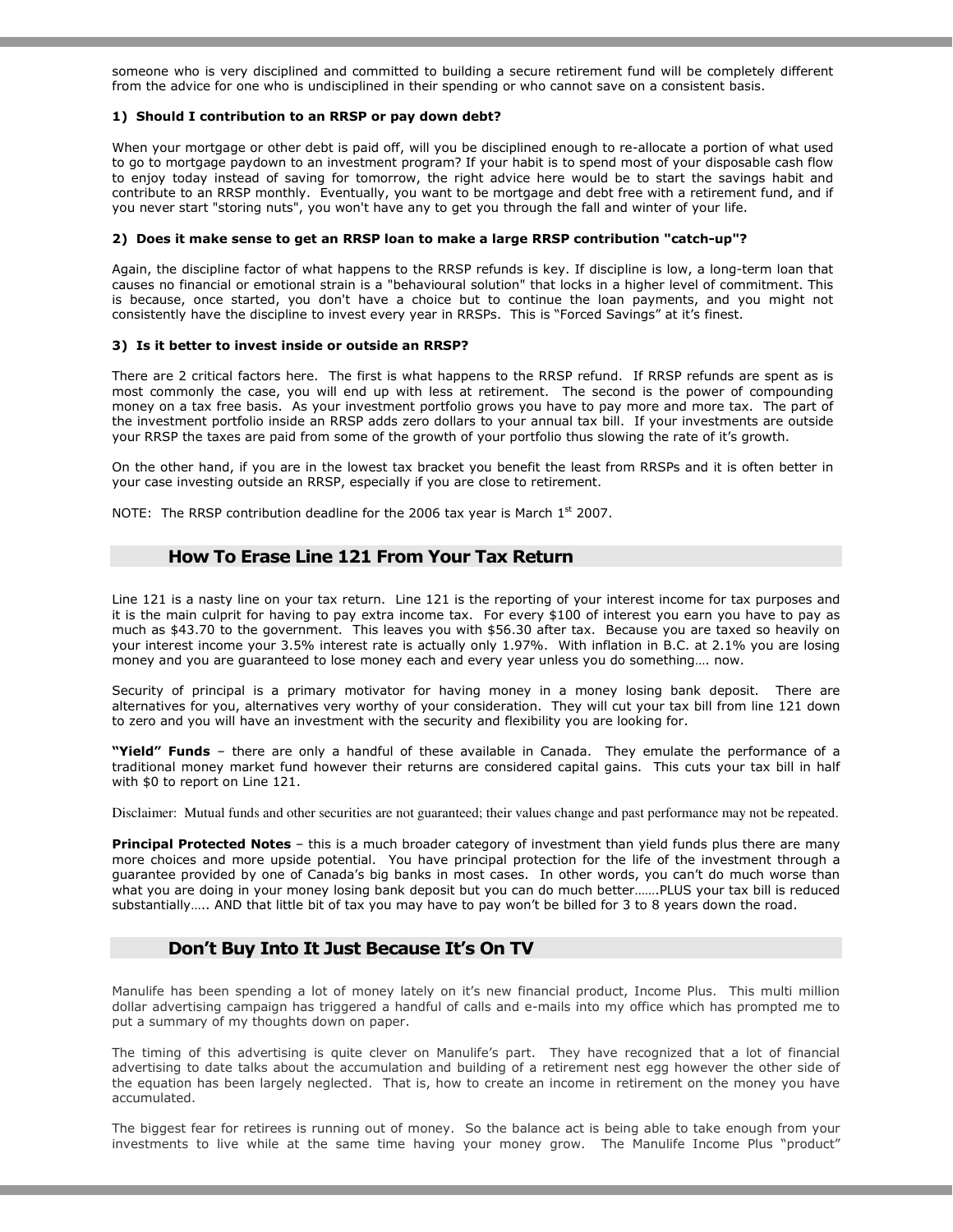someone who is very disciplined and committed to building a secure retirement fund will be completely different from the advice for one who is undisciplined in their spending or who cannot save on a consistent basis.

**1) Should I contribution to an RRSP or pay down debt?**

When your mortgage or other debt is paid off, will you be disciplined enough to re-allocate a portion of what used to go to mortgage paydown to an investment program? If your habit is to spend most of your disposable cash flow to enjoy today instead of saving for tomorrow, the right advice here would be to start the savings habit and contribute to an RRSP monthly. Eventually, you want to be mortgage and debt free with a retirement fund, and if you never start "storing nuts", you won't have any to get you through the fall and winter of your life.

**2) Does it make sense to get an RRSP loan to make a large RRSP contribution "catch-up"?**

Again, the discipline factor of what happens to the RRSP refunds is key. If discipline is low, a long-term loan that causes no financial or emotional strain is a "behavioural solution" that locks in a higher level of commitment. This is because, once started, you don't have a choice but to continue the loan payments, and you might not consistently have the discipline to invest every year in RRSPs. This is "Forced Savings" at it's finest.

**3) Is it better to invest inside or outside an RRSP?**

There are 2 critical factors here. The first is what happens to the RRSP refund. If RRSP refunds are spent as is most commonly the case, you will end up with less at retirement. The second is the power of compounding money on a tax free basis. As your investment portfolio grows you have to pay more and more tax. The part of the investment portfolio inside an RRSP adds zero dollars to your annual tax bill. If your investments are outside your RRSP the taxes are paid from some of the growth of your portfolio thus slowing the rate of it's growth.

On the other hand, if you are in the lowest tax bracket you benefit the least from RRSPs and it is often better in your case investing outside an RRSP, especially if you are close to retirement.

NOTE: The RRSP contribution deadline for the 2006 tax year is March 1st 2007.

## How To Erase Line 121 From Your Tax Return

Line 121 is a nasty line on your tax return. Line 121 is the reporting of your interest income for tax purposes and it is the main culprit for having to pay extra income tax. For every $100 of interest you earn you have to pay as much as $43.70 to the government. This leaves you with $56.30 after tax. Because you are taxed so heavily on your interest income your 3.5% interest rate is actually only 1.97%. With inflation in B.C. at 2.1% you are losing money and you are guaranteed to lose money each and every year unless you do something…. now.

Security of principal is a primary motivator for having money in a money losing bank deposit. There are alternatives for you, alternatives very worthy of your consideration. They will cut your tax bill from line 121 down to zero and you will have an investment with the security and flexibility you are looking for.

**"Yield" Funds** – there are only a handful of these available in Canada. They emulate the performance of a traditional money market fund however their returns are considered capital gains. This cuts your tax bill in half with $0 to report on Line 121.

Disclaimer: Mutual funds and other securities are not guaranteed; their values change and past performance may not be repeated.

**Principal Protected Notes** – this is a much broader category of investment than yield funds plus there are many more choices and more upside potential. You have principal protection for the life of the investment through a guarantee provided by one of Canada's big banks in most cases. In other words, you can't do much worse than what you are doing in your money losing bank deposit but you can do much better…….PLUS your tax bill is reduced substantially….. AND that little bit of tax you may have to pay won't be billed for 3 to 8 years down the road.

## Don't Buy Into It Just Because It's On TV

Manulife has been spending a lot of money lately on it's new financial product, Income Plus. This multi million dollar advertising campaign has triggered a handful of calls and e-mails into my office which has prompted me to put a summary of my thoughts down on paper.

The timing of this advertising is quite clever on Manulife's part. They have recognized that a lot of financial advertising to date talks about the accumulation and building of a retirement nest egg however the other side of the equation has been largely neglected. That is, how to create an income in retirement on the money you have accumulated.

The biggest fear for retirees is running out of money. So the balance act is being able to take enough from your investments to live while at the same time having your money grow. The Manulife Income Plus "product"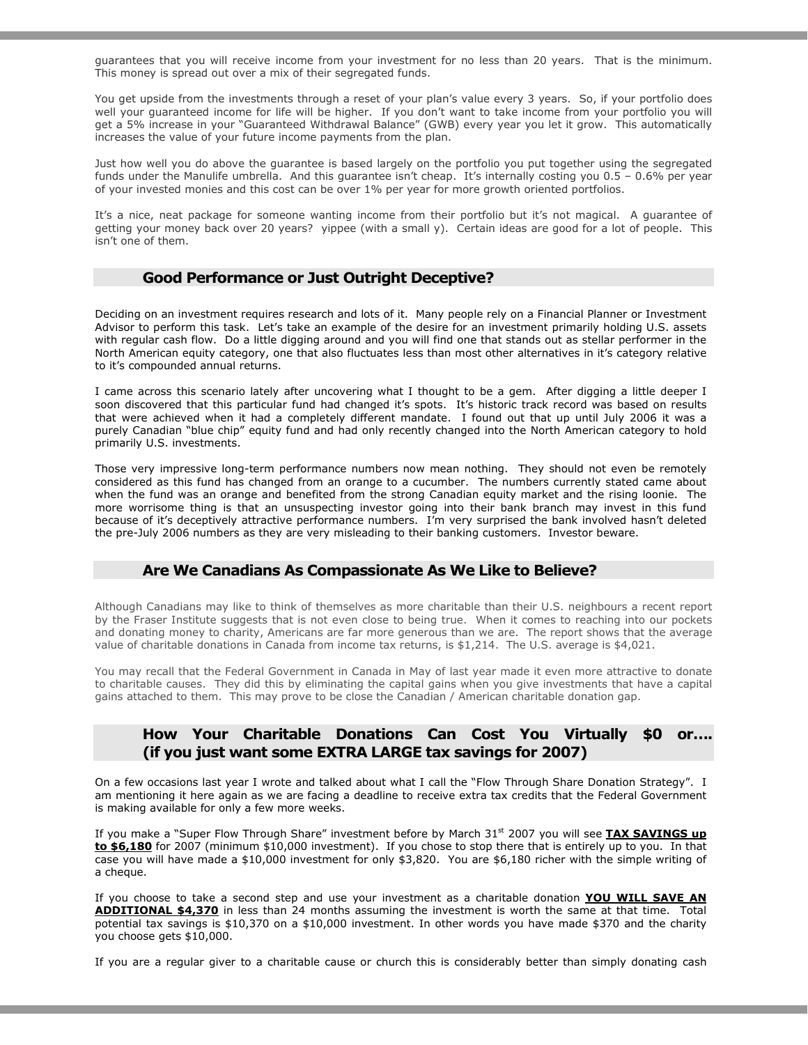guarantees that you will receive income from your investment for no less than 20 years. That is the minimum. This money is spread out over a mix of their segregated funds.

You get upside from the investments through a reset of your plan's value every 3 years. So, if your portfolio does well your guaranteed income for life will be higher. If you don't want to take income from your portfolio you will get a 5% increase in your "Guaranteed Withdrawal Balance" (GWB) every year you let it grow. This automatically increases the value of your future income payments from the plan.

Just how well you do above the guarantee is based largely on the portfolio you put together using the segregated funds under the Manulife umbrella. And this guarantee isn't cheap. It's internally costing you 0.5 – 0.6% per year of your invested monies and this cost can be over 1% per year for more growth oriented portfolios.

It's a nice, neat package for someone wanting income from their portfolio but it's not magical. A guarantee of getting your money back over 20 years? yippee (with a small y). Certain ideas are good for a lot of people. This isn't one of them.

## Good Performance or Just Outright Deceptive?

Deciding on an investment requires research and lots of it. Many people rely on a Financial Planner or Investment Advisor to perform this task. Let's take an example of the desire for an investment primarily holding U.S. assets with regular cash flow. Do a little digging around and you will find one that stands out as stellar performer in the North American equity category, one that also fluctuates less than most other alternatives in it's category relative to it's compounded annual returns.

I came across this scenario lately after uncovering what I thought to be a gem. After digging a little deeper I soon discovered that this particular fund had changed it's spots. It's historic track record was based on results that were achieved when it had a completely different mandate. I found out that up until July 2006 it was a purely Canadian "blue chip" equity fund and had only recently changed into the North American category to hold primarily U.S. investments.

Those very impressive long-term performance numbers now mean nothing. They should not even be remotely considered as this fund has changed from an orange to a cucumber. The numbers currently stated came about when the fund was an orange and benefited from the strong Canadian equity market and the rising loonie. The more worrisome thing is that an unsuspecting investor going into their bank branch may invest in this fund because of it's deceptively attractive performance numbers. I'm very surprised the bank involved hasn't deleted the pre-July 2006 numbers as they are very misleading to their banking customers. Investor beware.

## Are We Canadians As Compassionate As We Like to Believe?

Although Canadians may like to think of themselves as more charitable than their U.S. neighbours a recent report by the Fraser Institute suggests that is not even close to being true. When it comes to reaching into our pockets and donating money to charity, Americans are far more generous than we are. The report shows that the average value of charitable donations in Canada from income tax returns, is $1,214. The U.S. average is $4,021.

You may recall that the Federal Government in Canada in May of last year made it even more attractive to donate to charitable causes. They did this by eliminating the capital gains when you give investments that have a capital gains attached to them. This may prove to be close the Canadian / American charitable donation gap.

## How Your Charitable Donations Can Cost You Virtually $0 or…. (if you just want some EXTRA LARGE tax savings for 2007)

On a few occasions last year I wrote and talked about what I call the "Flow Through Share Donation Strategy". I am mentioning it here again as we are facing a deadline to receive extra tax credits that the Federal Government is making available for only a few more weeks.

If you make a "Super Flow Through Share" investment before by March 31st 2007 you will see **TAX SAVINGS up to $6,180** for 2007 (minimum $10,000 investment). If you chose to stop there that is entirely up to you. In that case you will have made a $10,000 investment for only $3,820. You are $6,180 richer with the simple writing of a cheque.

If you choose to take a second step and use your investment as a charitable donation **YOU WILL SAVE AN ADDITIONAL $4,370** in less than 24 months assuming the investment is worth the same at that time. Total potential tax savings is $10,370 on a $10,000 investment. In other words you have made $370 and the charity you choose gets $10,000.

If you are a regular giver to a charitable cause or church this is considerably better than simply donating cash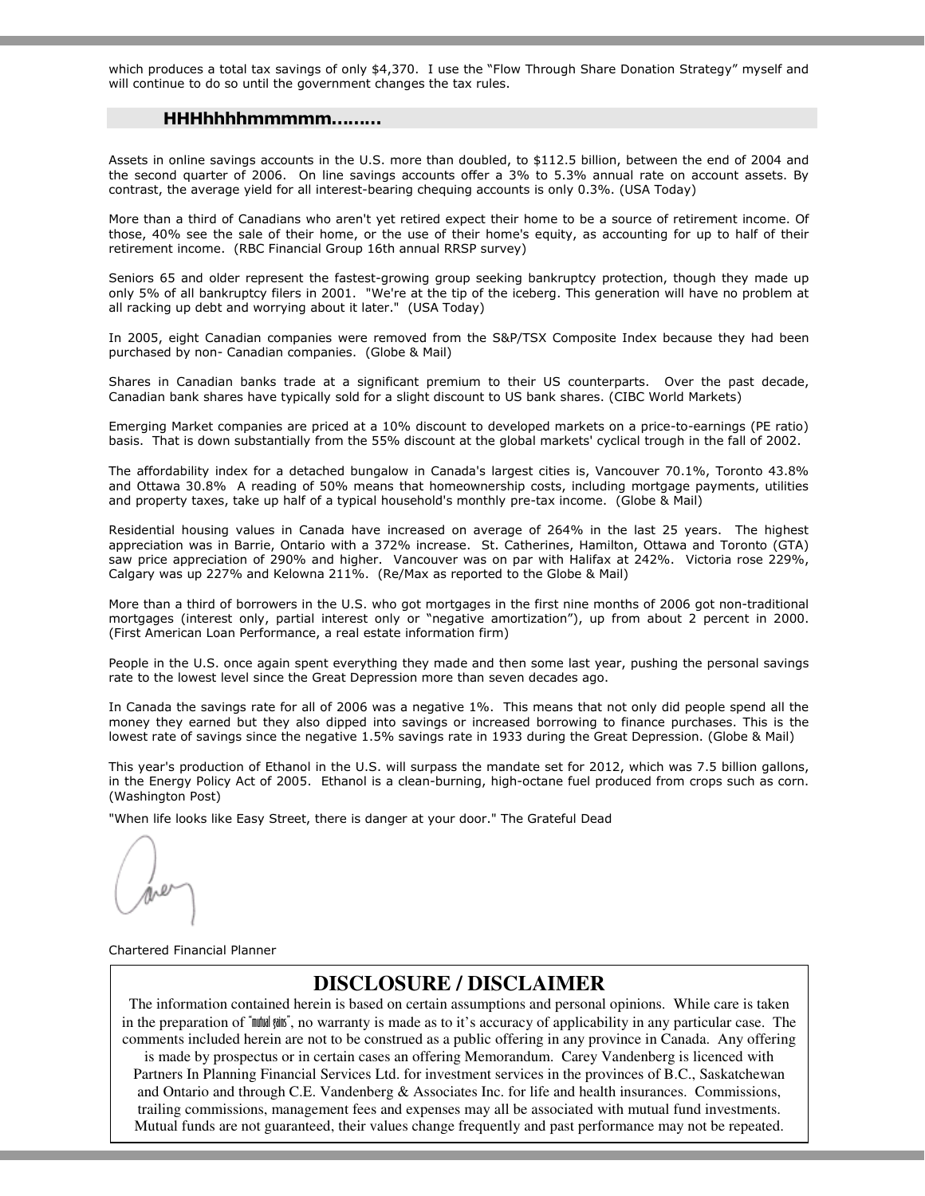which produces a total tax savings of only $4,370. I use the "Flow Through Share Donation Strategy" myself and will continue to do so until the government changes the tax rules.

## HHHhhhhmmmmm………

Assets in online savings accounts in the U.S. more than doubled, to $112.5 billion, between the end of 2004 and the second quarter of 2006. On line savings accounts offer a 3% to 5.3% annual rate on account assets. By contrast, the average yield for all interest-bearing chequing accounts is only 0.3%. (USA Today)

More than a third of Canadians who aren't yet retired expect their home to be a source of retirement income. Of those, 40% see the sale of their home, or the use of their home's equity, as accounting for up to half of their retirement income. (RBC Financial Group 16th annual RRSP survey)

Seniors 65 and older represent the fastest-growing group seeking bankruptcy protection, though they made up only 5% of all bankruptcy filers in 2001. "We're at the tip of the iceberg. This generation will have no problem at all racking up debt and worrying about it later." (USA Today)

In 2005, eight Canadian companies were removed from the S&P/TSX Composite Index because they had been purchased by non- Canadian companies. (Globe & Mail)

Shares in Canadian banks trade at a significant premium to their US counterparts. Over the past decade, Canadian bank shares have typically sold for a slight discount to US bank shares. (CIBC World Markets)

Emerging Market companies are priced at a 10% discount to developed markets on a price-to-earnings (PE ratio) basis. That is down substantially from the 55% discount at the global markets' cyclical trough in the fall of 2002.

The affordability index for a detached bungalow in Canada's largest cities is, Vancouver 70.1%, Toronto 43.8% and Ottawa 30.8% A reading of 50% means that homeownership costs, including mortgage payments, utilities and property taxes, take up half of a typical household's monthly pre-tax income. (Globe & Mail)

Residential housing values in Canada have increased on average of 264% in the last 25 years. The highest appreciation was in Barrie, Ontario with a 372% increase. St. Catherines, Hamilton, Ottawa and Toronto (GTA) saw price appreciation of 290% and higher. Vancouver was on par with Halifax at 242%. Victoria rose 229%, Calgary was up 227% and Kelowna 211%. (Re/Max as reported to the Globe & Mail)

More than a third of borrowers in the U.S. who got mortgages in the first nine months of 2006 got non-traditional mortgages (interest only, partial interest only or "negative amortization"), up from about 2 percent in 2000. (First American Loan Performance, a real estate information firm)

People in the U.S. once again spent everything they made and then some last year, pushing the personal savings rate to the lowest level since the Great Depression more than seven decades ago.

In Canada the savings rate for all of 2006 was a negative 1%. This means that not only did people spend all the money they earned but they also dipped into savings or increased borrowing to finance purchases. This is the lowest rate of savings since the negative 1.5% savings rate in 1933 during the Great Depression. (Globe & Mail)

This year's production of Ethanol in the U.S. will surpass the mandate set for 2012, which was 7.5 billion gallons, in the Energy Policy Act of 2005. Ethanol is a clean-burning, high-octane fuel produced from crops such as corn. (Washington Post)

"When life looks like Easy Street, there is danger at your door." The Grateful Dead

Carey

Chartered Financial Planner

## DISCLOSURE / DISCLAIMER

The information contained herein is based on certain assumptions and personal opinions. While care is taken in the preparation of "mutual gains", no warranty is made as to it's accuracy of applicability in any particular case. The comments included herein are not to be construed as a public offering in any province in Canada. Any offering is made by prospectus or in certain cases an offering Memorandum. Carey Vandenberg is licenced with Partners In Planning Financial Services Ltd. for investment services in the provinces of B.C., Saskatchewan and Ontario and through C.E. Vandenberg & Associates Inc. for life and health insurances. Commissions, trailing commissions, management fees and expenses may all be associated with mutual fund investments. Mutual funds are not guaranteed, their values change frequently and past performance may not be repeated.